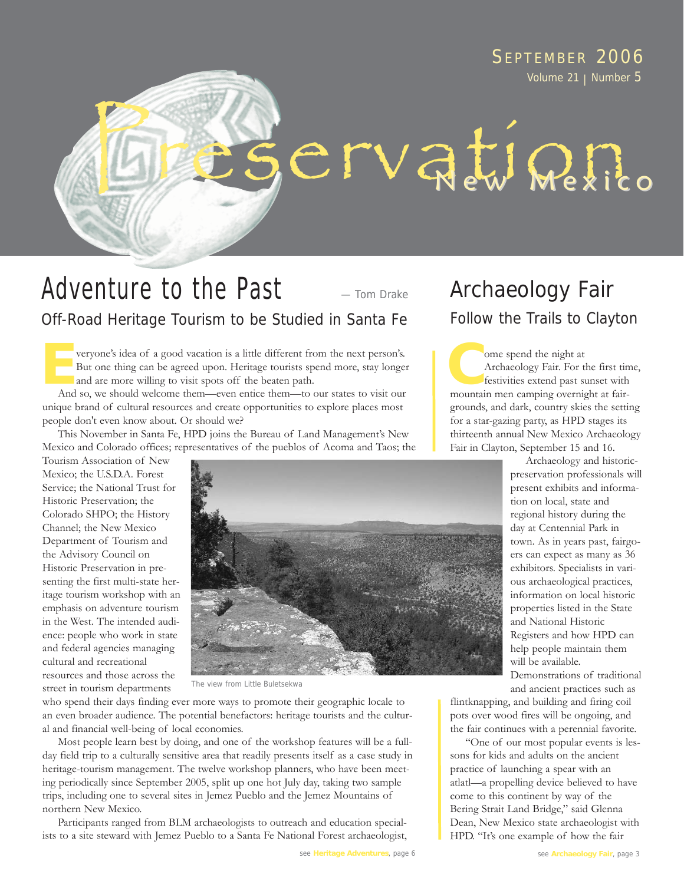# Preservation New Mexico

September 2006
Volume 21 | Number 5

## Adventure to the Past

— Tom Drake

### Off-Road Heritage Tourism to be Studied in Santa Fe

Everyone's idea of a good vacation is a little different from the next person's. But one thing can be agreed upon. Heritage tourists spend more, stay longer and are more willing to visit spots off the beaten path.

And so, we should welcome them—even entice them—to our states to visit our unique brand of cultural resources and create opportunities to explore places most people don't even know about. Or should we?

This November in Santa Fe, HPD joins the Bureau of Land Management's New Mexico and Colorado offices; representatives of the pueblos of Acoma and Taos; the Tourism Association of New Mexico; the U.S.D.A. Forest Service; the National Trust for Historic Preservation; the Colorado SHPO; the History Channel; the New Mexico Department of Tourism and the Advisory Council on Historic Preservation in presenting the first multi-state heritage tourism workshop with an emphasis on adventure tourism in the West. The intended audience: people who work in state and federal agencies managing cultural and recreational resources and those across the street in tourism departments who spend their days finding ever more ways to promote their geographic locale to an even broader audience. The potential benefactors: heritage tourists and the cultural and financial well-being of local economies.

The view from Little Buletsekwa

Most people learn best by doing, and one of the workshop features will be a full-day field trip to a culturally sensitive area that readily presents itself as a case study in heritage-tourism management. The twelve workshop planners, who have been meeting periodically since September 2005, split up one hot July day, taking two sample trips, including one to several sites in Jemez Pueblo and the Jemez Mountains of northern New Mexico.

Participants ranged from BLM archaeologists to outreach and education specialists to a site steward with Jemez Pueblo to a Santa Fe National Forest archaeologist,

see **Heritage Adventures**, page 6

## Archaeology Fair

### Follow the Trails to Clayton

Come spend the night at Archaeology Fair. For the first time, festivities extend past sunset with mountain men camping overnight at fairgrounds, and dark, country skies the setting for a star-gazing party, as HPD stages its thirteenth annual New Mexico Archaeology Fair in Clayton, September 15 and 16.

Archaeology and historic-preservation professionals will present exhibits and information on local, state and regional history during the day at Centennial Park in town. As in years past, fairgoers can expect as many as 36 exhibitors. Specialists in various archaeological practices, information on local historic properties listed in the State and National Historic Registers and how HPD can help people maintain them will be available. Demonstrations of traditional and ancient practices such as flintknapping, and building and firing coil pots over wood fires will be ongoing, and the fair continues with a perennial favorite.

"One of our most popular events is lessons for kids and adults on the ancient practice of launching a spear with an atlatl—a propelling device believed to have come to this continent by way of the Bering Strait Land Bridge," said Glenna Dean, New Mexico state archaeologist with HPD. "It's one example of how the fair

see **Archaeology Fair**, page 3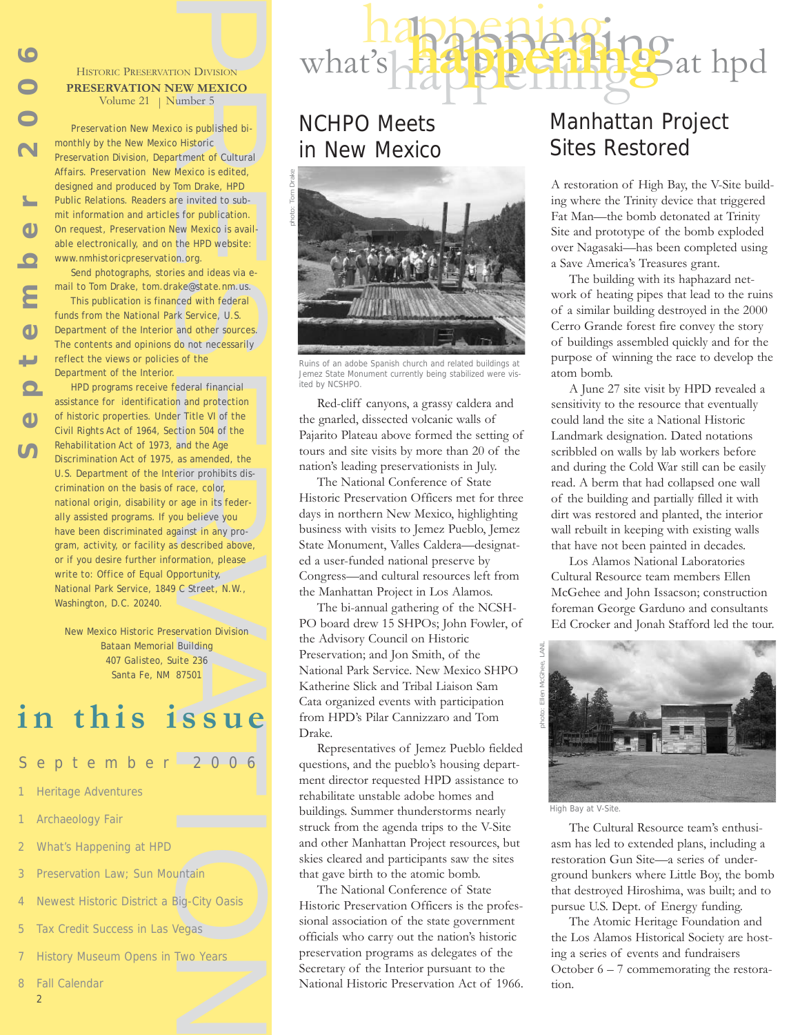Historic Preservation Division
**PRESERVATION NEW MEXICO**
Volume 21 | Number 5

Preservation New Mexico is published bimonthly by the New Mexico Historic Preservation Division, Department of Cultural Affairs. Preservation New Mexico is edited, designed and produced by Tom Drake, HPD Public Relations. Readers are invited to submit information and articles for publication. On request, Preservation New Mexico is available electronically, and on the HPD website: www.nmhistoricpreservation.org.

Send photographs, stories and ideas via e-mail to Tom Drake, tom.drake@state.nm.us.

This publication is financed with federal funds from the National Park Service, U.S. Department of the Interior and other sources. The contents and opinions do not necessarily reflect the views or policies of the Department of the Interior.

HPD programs receive federal financial assistance for identification and protection of historic properties. Under Title VI of the Civil Rights Act of 1964, Section 504 of the Rehabilitation Act of 1973, and the Age Discrimination Act of 1975, as amended, the U.S. Department of the Interior prohibits discrimination on the basis of race, color, national origin, disability or age in its federally assisted programs. If you believe you have been discriminated against in any program, activity, or facility as described above, or if you desire further information, please write to: Office of Equal Opportunity, National Park Service, 1849 C Street, N.W., Washington, D.C. 20240.

New Mexico Historic Preservation Division
Bataan Memorial Building
407 Galisteo, Suite 236
Santa Fe, NM 87501

## in this issue

September 2006

1 Heritage Adventures
1 Archaeology Fair
2 What's Happening at HPD
3 Preservation Law; Sun Mountain
4 Newest Historic District a Big-City Oasis
5 Tax Credit Success in Las Vegas
7 History Museum Opens in Two Years
8 Fall Calendar

# what's happening at hpd

## NCHPO Meets in New Mexico

photo: Tom Drake

Ruins of an adobe Spanish church and related buildings at Jemez State Monument currently being stabilized were visited by NCSHPO.

Red-cliff canyons, a grassy caldera and the gnarled, dissected volcanic walls of Pajarito Plateau above formed the setting of tours and site visits by more than 20 of the nation's leading preservationists in July.

The National Conference of State Historic Preservation Officers met for three days in northern New Mexico, highlighting business with visits to Jemez Pueblo, Jemez State Monument, Valles Caldera—designated a user-funded national preserve by Congress—and cultural resources left from the Manhattan Project in Los Alamos.

The bi-annual gathering of the NCSHPO board drew 15 SHPOs; John Fowler, of the Advisory Council on Historic Preservation; and Jon Smith, of the National Park Service. New Mexico SHPO Katherine Slick and Tribal Liaison Sam Cata organized events with participation from HPD's Pilar Cannizzaro and Tom Drake.

Representatives of Jemez Pueblo fielded questions, and the pueblo's housing department director requested HPD assistance to rehabilitate unstable adobe homes and buildings. Summer thunderstorms nearly struck from the agenda trips to the V-Site and other Manhattan Project resources, but skies cleared and participants saw the sites that gave birth to the atomic bomb.

The National Conference of State Historic Preservation Officers is the professional association of the state government officials who carry out the nation's historic preservation programs as delegates of the Secretary of the Interior pursuant to the National Historic Preservation Act of 1966.

## Manhattan Project Sites Restored

A restoration of High Bay, the V-Site building where the Trinity device that triggered Fat Man—the bomb detonated at Trinity Site and prototype of the bomb exploded over Nagasaki—has been completed using a Save America's Treasures grant.

The building with its haphazard network of heating pipes that lead to the ruins of a similar building destroyed in the 2000 Cerro Grande forest fire convey the story of buildings assembled quickly and for the purpose of winning the race to develop the atom bomb.

A June 27 site visit by HPD revealed a sensitivity to the resource that eventually could land the site a National Historic Landmark designation. Dated notations scribbled on walls by lab workers before and during the Cold War still can be easily read. A berm that had collapsed one wall of the building and partially filled it with dirt was restored and planted, the interior wall rebuilt in keeping with existing walls that have not been painted in decades.

Los Alamos National Laboratories Cultural Resource team members Ellen McGehee and John Issacson; construction foreman George Garduno and consultants Ed Crocker and Jonah Stafford led the tour.

photo: Ellen McGehee, LANL

High Bay at V-Site.

The Cultural Resource team's enthusiasm has led to extended plans, including a restoration Gun Site—a series of underground bunkers where Little Boy, the bomb that destroyed Hiroshima, was built; and to pursue U.S. Dept. of Energy funding.

The Atomic Heritage Foundation and the Los Alamos Historical Society are hosting a series of events and fundraisers October 6 – 7 commemorating the restoration.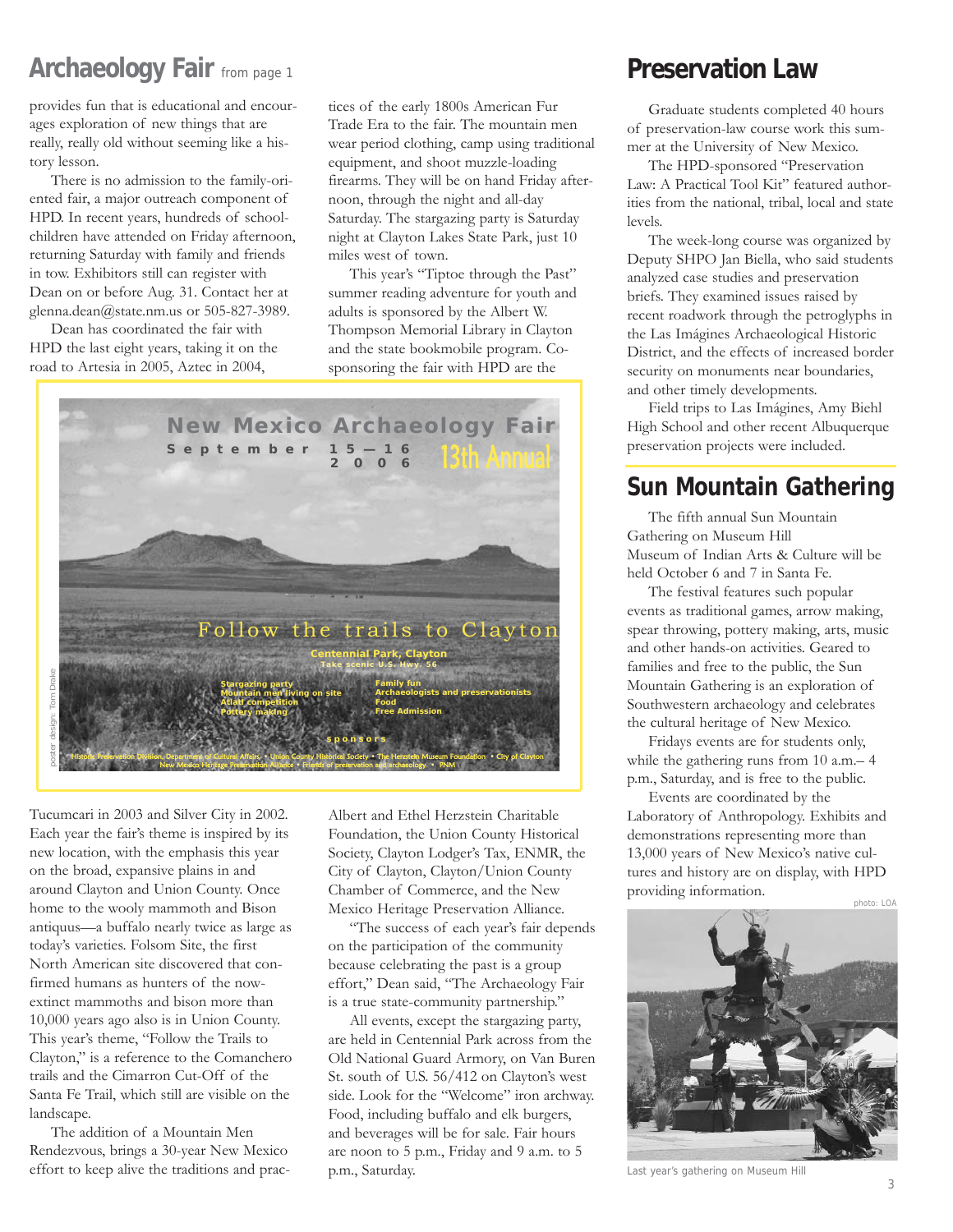## Archaeology Fair from page 1

provides fun that is educational and encourages exploration of new things that are really, really old without seeming like a history lesson.

There is no admission to the family-oriented fair, a major outreach component of HPD. In recent years, hundreds of schoolchildren have attended on Friday afternoon, returning Saturday with family and friends in tow. Exhibitors still can register with Dean on or before Aug. 31. Contact her at glenna.dean@state.nm.us or 505-827-3989.

Dean has coordinated the fair with HPD the last eight years, taking it on the road to Artesia in 2005, Aztec in 2004, Tucumcari in 2003 and Silver City in 2002. Each year the fair's theme is inspired by its new location, with the emphasis this year on the broad, expansive plains in and around Clayton and Union County. Once home to the wooly mammoth and Bison antiquus—a buffalo nearly twice as large as today's varieties. Folsom Site, the first North American site discovered that confirmed humans as hunters of the now-extinct mammoths and bison more than 10,000 years ago also is in Union County. This year's theme, "Follow the Trails to Clayton," is a reference to the Comanchero trails and the Cimarron Cut-Off of the Santa Fe Trail, which still are visible on the landscape.

The addition of a Mountain Men Rendezvous, brings a 30-year New Mexico effort to keep alive the traditions and practices of the early 1800s American Fur Trade Era to the fair. The mountain men wear period clothing, camp using traditional equipment, and shoot muzzle-loading firearms. They will be on hand Friday afternoon, through the night and all-day Saturday. The stargazing party is Saturday night at Clayton Lakes State Park, just 10 miles west of town.

This year's "Tiptoe through the Past" summer reading adventure for youth and adults is sponsored by the Albert W. Thompson Memorial Library in Clayton and the state bookmobile program. Co-sponsoring the fair with HPD are the Albert and Ethel Herzstein Charitable Foundation, the Union County Historical Society, Clayton Lodger's Tax, ENMR, the City of Clayton, Clayton/Union County Chamber of Commerce, and the New Mexico Heritage Preservation Alliance.

"The success of each year's fair depends on the participation of the community because celebrating the past is a group effort," Dean said, "The Archaeology Fair is a true state-community partnership."

All events, except the stargazing party, are held in Centennial Park across from the Old National Guard Armory, on Van Buren St. south of U.S. 56/412 on Clayton's west side. Look for the "Welcome" iron archway. Food, including buffalo and elk burgers, and beverages will be for sale. Fair hours are noon to 5 p.m., Friday and 9 a.m. to 5 p.m., Saturday.

**New Mexico Archaeology Fair**
September 15—16 2006
13th Annual

Follow the trails to Clayton

Centennial Park, Clayton
Take scenic U.S. Hwy. 56

Stargazing party
Mountain men living on site
Atlatl competition
Pottery making

Family fun
Archaeologists and preservationists
Food
Free Admission

sponsors

Historic Preservation Division, Department of Cultural Affairs • Union County Historical Society • The Herzstein Museum Foundation • City of Clayton
New Mexico Heritage Preservation Alliance • Friends of preservation and archaeology • PNM

poster design: Tom Drake

## Preservation Law

Graduate students completed 40 hours of preservation-law course work this summer at the University of New Mexico.

The HPD-sponsored "Preservation Law: A Practical Tool Kit" featured authorities from the national, tribal, local and state levels.

The week-long course was organized by Deputy SHPO Jan Biella, who said students analyzed case studies and preservation briefs. They examined issues raised by recent roadwork through the petroglyphs in the Las Imágines Archaeological Historic District, and the effects of increased border security on monuments near boundaries, and other timely developments.

Field trips to Las Imágines, Amy Biehl High School and other recent Albuquerque preservation projects were included.

## Sun Mountain Gathering

The fifth annual Sun Mountain Gathering on Museum Hill Museum of Indian Arts & Culture will be held October 6 and 7 in Santa Fe.

The festival features such popular events as traditional games, arrow making, spear throwing, pottery making, arts, music and other hands-on activities. Geared to families and free to the public, the Sun Mountain Gathering is an exploration of Southwestern archaeology and celebrates the cultural heritage of New Mexico.

Fridays events are for students only, while the gathering runs from 10 a.m.– 4 p.m., Saturday, and is free to the public.

Events are coordinated by the Laboratory of Anthropology. Exhibits and demonstrations representing more than 13,000 years of New Mexico's native cultures and history are on display, with HPD providing information.

photo: LOA

Last year's gathering on Museum Hill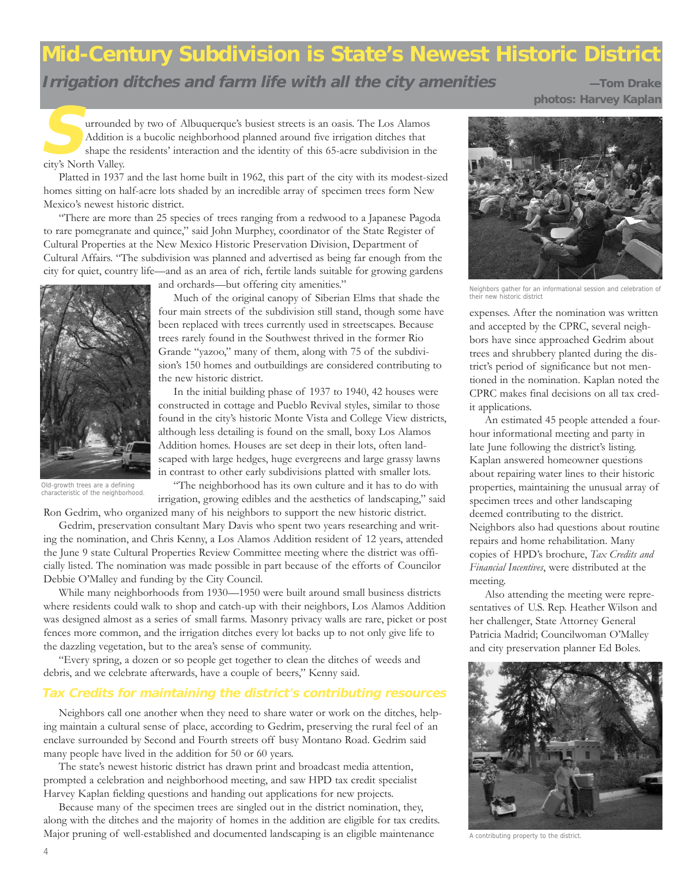# Mid-Century Subdivision is State's Newest Historic District

## *Irrigation ditches and farm life with all the city amenities*

—Tom Drake
photos: Harvey Kaplan

Surrounded by two of Albuquerque's busiest streets is an oasis. The Los Alamos Addition is a bucolic neighborhood planned around five irrigation ditches that shape the residents' interaction and the identity of this 65-acre subdivision in the city's North Valley.

Platted in 1937 and the last home built in 1962, this part of the city with its modest-sized homes sitting on half-acre lots shaded by an incredible array of specimen trees form New Mexico's newest historic district.

"There are more than 25 species of trees ranging from a redwood to a Japanese Pagoda to rare pomegranate and quince," said John Murphey, coordinator of the State Register of Cultural Properties at the New Mexico Historic Preservation Division, Department of Cultural Affairs. "The subdivision was planned and advertised as being far enough from the city for quiet, country life—and as an area of rich, fertile lands suitable for growing gardens and orchards—but offering city amenities."

Old-growth trees are a defining characteristic of the neighborhood.

Much of the original canopy of Siberian Elms that shade the four main streets of the subdivision still stand, though some have been replaced with trees currently used in streetscapes. Because trees rarely found in the Southwest thrived in the former Rio Grande "yazoo," many of them, along with 75 of the subdivision's 150 homes and outbuildings are considered contributing to the new historic district.

In the initial building phase of 1937 to 1940, 42 houses were constructed in cottage and Pueblo Revival styles, similar to those found in the city's historic Monte Vista and College View districts, although less detailing is found on the small, boxy Los Alamos Addition homes. Houses are set deep in their lots, often landscaped with large hedges, huge evergreens and large grassy lawns in contrast to other early subdivisions platted with smaller lots.

"The neighborhood has its own culture and it has to do with irrigation, growing edibles and the aesthetics of landscaping," said Ron Gedrim, who organized many of his neighbors to support the new historic district.

Gedrim, preservation consultant Mary Davis who spent two years researching and writing the nomination, and Chris Kenny, a Los Alamos Addition resident of 12 years, attended the June 9 state Cultural Properties Review Committee meeting where the district was officially listed. The nomination was made possible in part because of the efforts of Councilor Debbie O'Malley and funding by the City Council.

While many neighborhoods from 1930—1950 were built around small business districts where residents could walk to shop and catch-up with their neighbors, Los Alamos Addition was designed almost as a series of small farms. Masonry privacy walls are rare, picket or post fences more common, and the irrigation ditches every lot backs up to not only give life to the dazzling vegetation, but to the area's sense of community.

"Every spring, a dozen or so people get together to clean the ditches of weeds and debris, and we celebrate afterwards, have a couple of beers," Kenny said.

### *Tax Credits for maintaining the district's contributing resources*

Neighbors call one another when they need to share water or work on the ditches, helping maintain a cultural sense of place, according to Gedrim, preserving the rural feel of an enclave surrounded by Second and Fourth streets off busy Montano Road. Gedrim said many people have lived in the addition for 50 or 60 years.

The state's newest historic district has drawn print and broadcast media attention, prompted a celebration and neighborhood meeting, and saw HPD tax credit specialist Harvey Kaplan fielding questions and handing out applications for new projects.

Because many of the specimen trees are singled out in the district nomination, they, along with the ditches and the majority of homes in the addition are eligible for tax credits. Major pruning of well-established and documented landscaping is an eligible maintenance expenses. After the nomination was written and accepted by the CPRC, several neighbors have since approached Gedrim about trees and shrubbery planted during the district's period of significance but not mentioned in the nomination. Kaplan noted the CPRC makes final decisions on all tax credit applications.

Neighbors gather for an informational session and celebration of their new historic district

An estimated 45 people attended a four-hour informational meeting and party in late June following the district's listing. Kaplan answered homeowner questions about repairing water lines to their historic properties, maintaining the unusual array of specimen trees and other landscaping deemed contributing to the district. Neighbors also had questions about routine repairs and home rehabilitation. Many copies of HPD's brochure, *Tax Credits and Financial Incentives*, were distributed at the meeting.

Also attending the meeting were representatives of U.S. Rep. Heather Wilson and her challenger, State Attorney General Patricia Madrid; Councilwoman O'Malley and city preservation planner Ed Boles.

A contributing property to the district.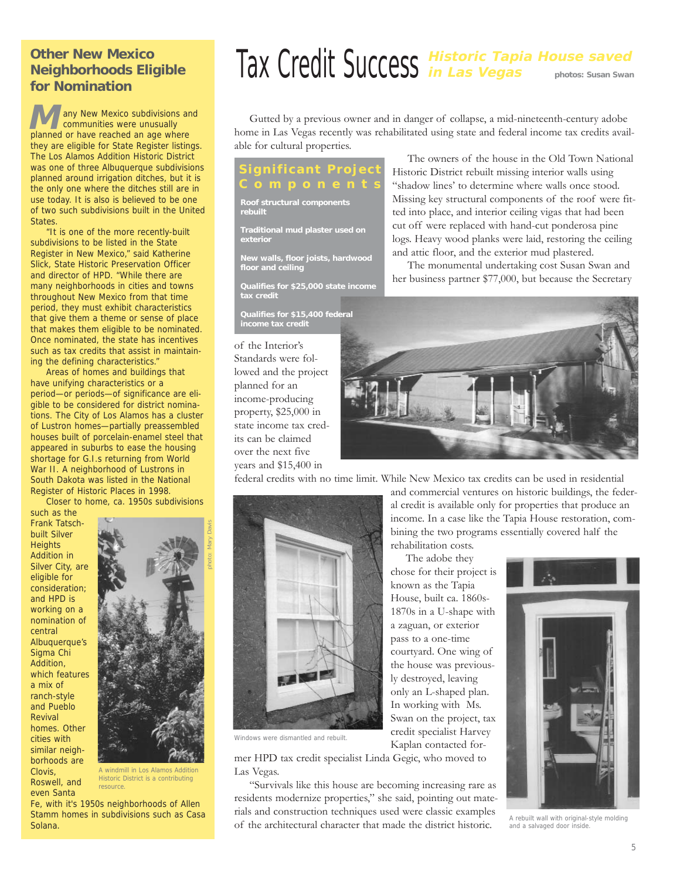## Other New Mexico Neighborhoods Eligible for Nomination

Many New Mexico subdivisions and communities were unusually planned or have reached an age where they are eligible for State Register listings. The Los Alamos Addition Historic District was one of three Albuquerque subdivisions planned around irrigation ditches, but it is the only one where the ditches still are in use today. It is also is believed to be one of two such subdivisions built in the United States.

"It is one of the more recently-built subdivisions to be listed in the State Register in New Mexico," said Katherine Slick, State Historic Preservation Officer and director of HPD. "While there are many neighborhoods in cities and towns throughout New Mexico from that time period, they must exhibit characteristics that give them a theme or sense of place that makes them eligible to be nominated. Once nominated, the state has incentives such as tax credits that assist in maintaining the defining characteristics."

Areas of homes and buildings that have unifying characteristics or a period—or periods—of significance are eligible to be considered for district nominations. The City of Los Alamos has a cluster of Lustron homes—partially preassembled houses built of porcelain-enamel steel that appeared in suburbs to ease the housing shortage for G.I.s returning from World War II. A neighborhood of Lustrons in South Dakota was listed in the National Register of Historic Places in 1998.

Closer to home, ca. 1950s subdivisions such as the Frank Tatsch-built Silver Heights Addition in Silver City, are eligible for consideration; and HPD is working on a nomination of central Albuquerque's Sigma Chi Addition, which features a mix of ranch-style and Pueblo Revival homes. Other cities with similar neighborhoods are Clovis, Roswell, and even Santa Fe, with it's 1950s neighborhoods of Allen Stamm homes in subdivisions such as Casa Solana.

photo: Mary Davis

A windmill in Los Alamos Addition Historic District is a contributing resource.

# Tax Credit Success *Historic Tapia House saved in Las Vegas*

photos: Susan Swan

Gutted by a previous owner and in danger of collapse, a mid-nineteenth-century adobe home in Las Vegas recently was rehabilitated using state and federal income tax credits available for cultural properties.

### Significant Project Components

- **Roof structural components rebuilt**
- **Traditional mud plaster used on exterior**
- **New walls, floor joists, hardwood floor and ceiling**
- **Qualifies for $25,000 state income tax credit**
- **Qualifies for $15,400 federal income tax credit**

The owners of the house in the Old Town National Historic District rebuilt missing interior walls using "shadow lines' to determine where walls once stood. Missing key structural components of the roof were fitted into place, and interior ceiling vigas that had been cut off were replaced with hand-cut ponderosa pine logs. Heavy wood planks were laid, restoring the ceiling and attic floor, and the exterior mud plastered.

The monumental undertaking cost Susan Swan and her business partner $77,000, but because the Secretary of the Interior's Standards were followed and the project planned for an income-producing property, $25,000 in state income tax credits can be claimed over the next five years and $15,400 in federal credits with no time limit. While New Mexico tax credits can be used in residential and commercial ventures on historic buildings, the federal credit is available only for properties that produce an income. In a case like the Tapia House restoration, combining the two programs essentially covered half the rehabilitation costs.

The adobe they chose for their project is known as the Tapia House, built ca. 1860s-1870s in a U-shape with a zaguan, or exterior pass to a one-time courtyard. One wing of the house was previously destroyed, leaving only an L-shaped plan. In working with Ms. Swan on the project, tax credit specialist Harvey Kaplan contacted former HPD tax credit specialist Linda Gegic, who moved to Las Vegas.

Windows were dismantled and rebuilt.

"Survivals like this house are becoming increasing rare as residents modernize properties," she said, pointing out materials and construction techniques used were classic examples of the architectural character that made the district historic.

A rebuilt wall with original-style molding and a salvaged door inside.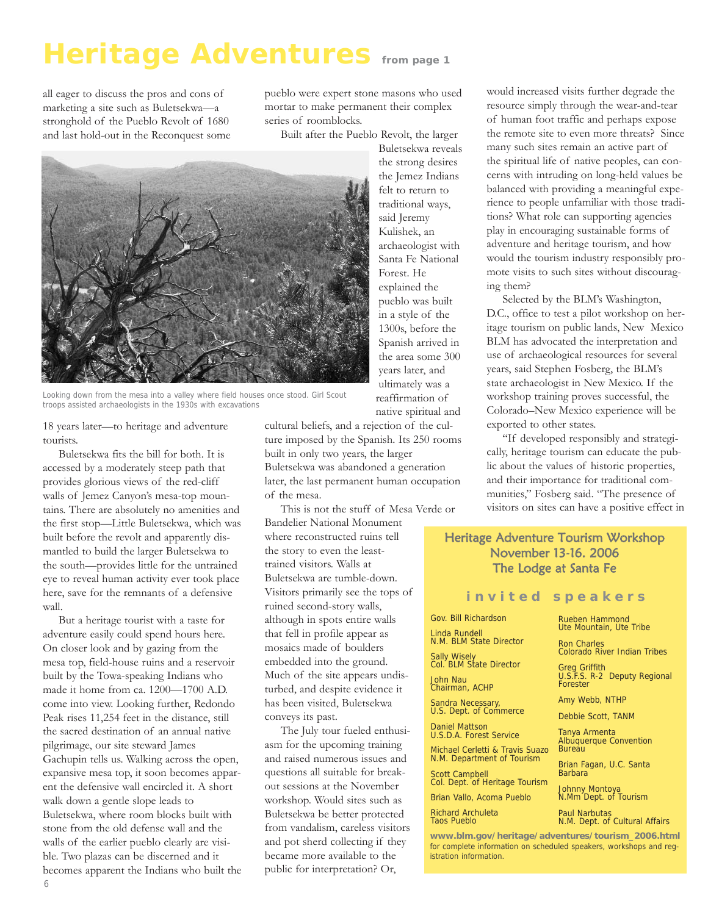# Heritage Adventures from page 1

all eager to discuss the pros and cons of marketing a site such as Buletsekwa—a stronghold of the Pueblo Revolt of 1680 and last hold-out in the Reconquest some 18 years later—to heritage and adventure tourists.

Looking down from the mesa into a valley where field houses once stood. Girl Scout troops assisted archaeologists in the 1930s with excavations

Buletsekwa fits the bill for both. It is accessed by a moderately steep path that provides glorious views of the red-cliff walls of Jemez Canyon's mesa-top mountains. There are absolutely no amenities and the first stop—Little Buletsekwa, which was built before the revolt and apparently dismantled to build the larger Buletsekwa to the south—provides little for the untrained eye to reveal human activity ever took place here, save for the remnants of a defensive wall.

But a heritage tourist with a taste for adventure easily could spend hours here. On closer look and by gazing from the mesa top, field-house ruins and a reservoir built by the Towa-speaking Indians who made it home from ca. 1200—1700 A.D. come into view. Looking further, Redondo Peak rises 11,254 feet in the distance, still the sacred destination of an annual native pilgrimage, our site steward James Gachupin tells us. Walking across the open, expansive mesa top, it soon becomes apparent the defensive wall encircled it. A short walk down a gentle slope leads to Buletsekwa, where room blocks built with stone from the old defense wall and the walls of the earlier pueblo clearly are visible. Two plazas can be discerned and it becomes apparent the Indians who built the pueblo were expert stone masons who used mortar to make permanent their complex series of roomblocks.

Built after the Pueblo Revolt, the larger Buletsekwa reveals the strong desires the Jemez Indians felt to return to traditional ways, said Jeremy Kulishek, an archaeologist with Santa Fe National Forest. He explained the pueblo was built in a style of the 1300s, before the Spanish arrived in the area some 300 years later, and ultimately was a reaffirmation of native spiritual and cultural beliefs, and a rejection of the culture imposed by the Spanish. Its 250 rooms built in only two years, the larger Buletsekwa was abandoned a generation later, the last permanent human occupation of the mesa.

This is not the stuff of Mesa Verde or Bandelier National Monument where reconstructed ruins tell the story to even the least-trained visitors. Walls at Buletsekwa are tumble-down. Visitors primarily see the tops of ruined second-story walls, although in spots entire walls that fell in profile appear as mosaics made of boulders embedded into the ground. Much of the site appears undisturbed, and despite evidence it has been visited, Buletsekwa conveys its past.

The July tour fueled enthusiasm for the upcoming training and raised numerous issues and questions all suitable for breakout sessions at the November workshop. Would sites such as Buletsekwa be better protected from vandalism, careless visitors and pot sherd collecting if they became more available to the public for interpretation? Or, would increased visits further degrade the resource simply through the wear-and-tear of human foot traffic and perhaps expose the remote site to even more threats? Since many such sites remain an active part of the spiritual life of native peoples, can concerns with intruding on long-held values be balanced with providing a meaningful experience to people unfamiliar with those traditions? What role can supporting agencies play in encouraging sustainable forms of adventure and heritage tourism, and how would the tourism industry responsibly promote visits to such sites without discouraging them?

Selected by the BLM's Washington, D.C., office to test a pilot workshop on heritage tourism on public lands, New Mexico BLM has advocated the interpretation and use of archaeological resources for several years, said Stephen Fosberg, the BLM's state archaeologist in New Mexico. If the workshop training proves successful, the Colorado–New Mexico experience will be exported to other states.

"If developed responsibly and strategically, heritage tourism can educate the public about the values of historic properties, and their importance for traditional communities," Fosberg said. "The presence of visitors on sites can have a positive effect in

## Heritage Adventure Tourism Workshop
## November 13-16. 2006
## The Lodge at Santa Fe

### invited speakers

- Gov. Bill Richardson
- Linda Rundell, N.M. BLM State Director
- Sally Wisely, Col. BLM State Director
- John Nau, Chairman, ACHP
- Sandra Necessary, U.S. Dept. of Commerce
- Daniel Mattson, U.S.D.A. Forest Service
- Michael Cerletti & Travis Suazo, N.M. Department of Tourism
- Scott Campbell, Col. Dept. of Heritage Tourism
- Brian Vallo, Acoma Pueblo
- Richard Archuleta, Taos Pueblo
- Rueben Hammond, Ute Mountain, Ute Tribe
- Ron Charles, Colorado River Indian Tribes
- Greg Griffith, U.S.F.S. R-2 Deputy Regional Forester
- Amy Webb, NTHP
- Debbie Scott, TANM
- Tanya Armenta, Albuquerque Convention Bureau
- Brian Fagan, U.C. Santa Barbara
- Johnny Montoya, N.Mm Dept. of Tourism
- Paul Narbutas, N.M. Dept. of Cultural Affairs

**www.blm.gov/heritage/adventures/tourism_2006.html** for complete information on scheduled speakers, workshops and registration information.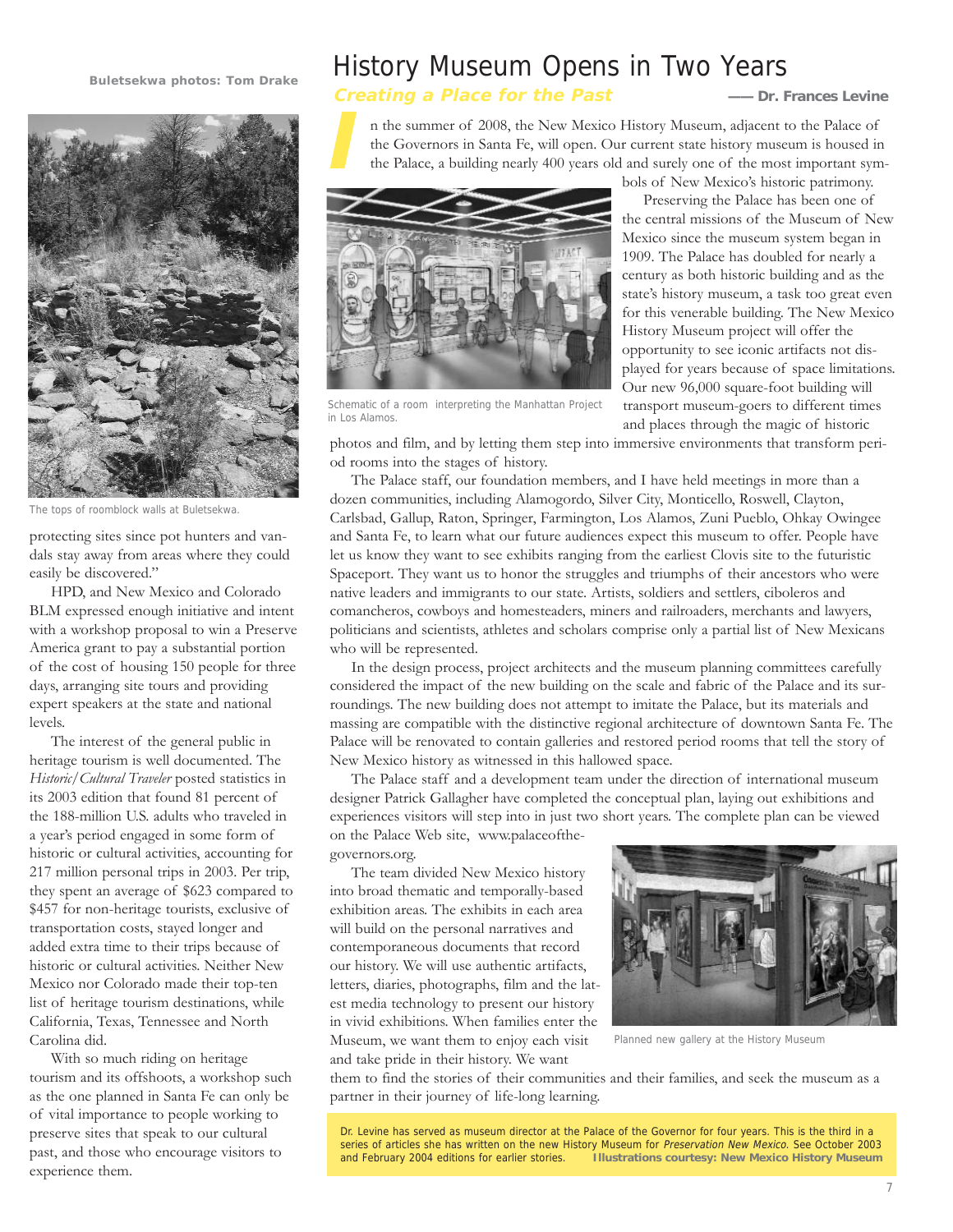Buletsekwa photos: Tom Drake

The tops of roomblock walls at Buletsekwa.

protecting sites since pot hunters and vandals stay away from areas where they could easily be discovered."

HPD, and New Mexico and Colorado BLM expressed enough initiative and intent with a workshop proposal to win a Preserve America grant to pay a substantial portion of the cost of housing 150 people for three days, arranging site tours and providing expert speakers at the state and national levels.

The interest of the general public in heritage tourism is well documented. The *Historic/Cultural Traveler* posted statistics in its 2003 edition that found 81 percent of the 188-million U.S. adults who traveled in a year's period engaged in some form of historic or cultural activities, accounting for 217 million personal trips in 2003. Per trip, they spent an average of $623 compared to $457 for non-heritage tourists, exclusive of transportation costs, stayed longer and added extra time to their trips because of historic or cultural activities. Neither New Mexico or Colorado made their top-ten list of heritage tourism destinations, while California, Texas, Tennessee and North Carolina did.

With so much riding on heritage tourism and its offshoots, a workshop such as the one planned in Santa Fe can only be of vital importance to people working to preserve sites that speak to our cultural past, and those who encourage visitors to experience them.

# History Museum Opens in Two Years

## *Creating a Place for the Past*

**—— Dr. Frances Levine**

In the summer of 2008, the New Mexico History Museum, adjacent to the Palace of the Governors in Santa Fe, will open. Our current state history museum is housed in the Palace, a building nearly 400 years old and surely one of the most important symbols of New Mexico's historic patrimony.

Schematic of a room interpreting the Manhattan Project in Los Alamos.

Preserving the Palace has been one of the central missions of the Museum of New Mexico since the museum system began in 1909. The Palace has doubled for nearly a century as both historic building and as the state's history museum, a task too great even for this venerable building. The New Mexico History Museum project will offer the opportunity to see iconic artifacts not displayed for years because of space limitations. Our new 96,000 square-foot building will transport museum-goers to different times and places through the magic of historic photos and film, and by letting them step into immersive environments that transform period rooms into the stages of history.

The Palace staff, our foundation members, and I have held meetings in more than a dozen communities, including Alamogordo, Silver City, Monticello, Roswell, Clayton, Carlsbad, Gallup, Raton, Springer, Farmington, Los Alamos, Zuni Pueblo, Ohkay Owingee and Santa Fe, to learn what our future audiences expect this museum to offer. People have let us know they want to see exhibits ranging from the earliest Clovis site to the futuristic Spaceport. They want us to honor the struggles and triumphs of their ancestors who were native leaders and immigrants to our state. Artists, soldiers and settlers, ciboleros and comancheros, cowboys and homesteaders, miners and railroaders, merchants and lawyers, politicians and scientists, athletes and scholars comprise only a partial list of New Mexicans who will be represented.

In the design process, project architects and the museum planning committees carefully considered the impact of the new building on the scale and fabric of the Palace and its surroundings. The new building does not attempt to imitate the Palace, but its materials and massing are compatible with the distinctive regional architecture of downtown Santa Fe. The Palace will be renovated to contain galleries and restored period rooms that tell the story of New Mexico history as witnessed in this hallowed space.

The Palace staff and a development team under the direction of international museum designer Patrick Gallagher have completed the conceptual plan, laying out exhibitions and experiences visitors will step into in just two short years. The complete plan can be viewed on the Palace Web site, www.palaceofthe-governors.org.

The team divided New Mexico history into broad thematic and temporally-based exhibition areas. The exhibits in each area will build on the personal narratives and contemporaneous documents that record our history. We will use authentic artifacts, letters, diaries, photographs, film and the latest media technology to present our history in vivid exhibitions. When families enter the Museum, we want them to enjoy each visit and take pride in their history. We want them to find the stories of their communities and their families, and seek the museum as a partner in their journey of life-long learning.

Planned new gallery at the History Museum

Dr. Levine has served as museum director at the Palace of the Governor for four years. This is the third in a series of articles she has written on the new History Museum for *Preservation New Mexico.* See October 2003 and February 2004 editions for earlier stories. **Illustrations courtesy: New Mexico History Museum**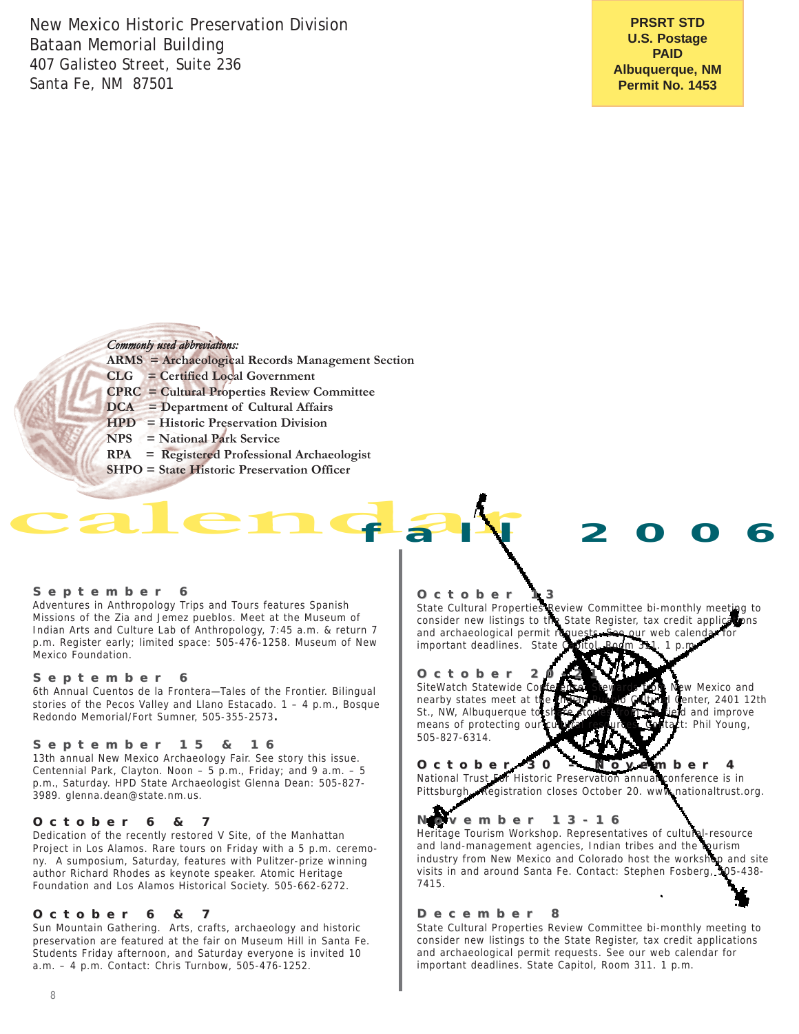New Mexico Historic Preservation Division
Bataan Memorial Building
407 Galisteo Street, Suite 236
Santa Fe, NM 87501

**PRSRT STD**
**U.S. Postage**
**PAID**
**Albuquerque, NM**
**Permit No. 1453**

*Commonly used abbreviations:*

**ARMS = Archaeological Records Management Section**
**CLG = Certified Local Government**
**CPRC = Cultural Properties Review Committee**
**DCA = Department of Cultural Affairs**
**HPD = Historic Preservation Division**
**NPS = National Park Service**
**RPA = Registered Professional Archaeologist**
**SHPO = State Historic Preservation Officer**

# calendar fall 2006

**September 6**
Adventures in Anthropology Trips and Tours features Spanish Missions of the Zia and Jemez pueblos. Meet at the Museum of Indian Arts and Culture Lab of Anthropology, 7:45 a.m. & return 7 p.m. Register early; limited space: 505-476-1258. Museum of New Mexico Foundation.

**September 6**
6th Annual Cuentos de la Frontera—Tales of the Frontier. Bilingual stories of the Pecos Valley and Llano Estacado. 1 – 4 p.m., Bosque Redondo Memorial/Fort Sumner, 505-355-2573**.**

**September 15 & 16**
13th annual New Mexico Archaeology Fair. See story this issue. Centennial Park, Clayton. Noon – 5 p.m., Friday; and 9 a.m. – 5 p.m., Saturday. HPD State Archaeologist Glenna Dean: 505-827-3989. glenna.dean@state.nm.us.

**October 6 & 7**
Dedication of the recently restored V Site, of the Manhattan Project in Los Alamos. Rare tours on Friday with a 5 p.m. ceremony. A sumposium, Saturday, features with Pulitzer-prize winning author Richard Rhodes as keynote speaker. Atomic Heritage Foundation and Los Alamos Historical Society. 505-662-6272.

**October 6 & 7**
Sun Mountain Gathering. Arts, crafts, archaeology and historic preservation are featured at the fair on Museum Hill in Santa Fe. Students Friday afternoon, and Saturday everyone is invited 10 a.m. – 4 p.m. Contact: Chris Turnbow, 505-476-1252.

**October 13**
State Cultural Properties Review Committee bi-monthly meeting to consider new listings to the State Register, tax credit applications and archaeological permit requests. See our web calendar for important deadlines. State Capitol, Room 311. 1 p.m.

**October 20-21**
SiteWatch Statewide Conference. Stewards from New Mexico and nearby states meet at the Indian Pueblo Cultural Center, 2401 12th St., NW, Albuquerque to share stories from the field and improve means of protecting our cultural resources. Contact: Phil Young, 505-827-6314.

**October 30 – November 4**
National Trust for Historic Preservation annual conference is in Pittsburgh. Registration closes October 20. www.nationaltrust.org.

**November 13-16**
Heritage Tourism Workshop. Representatives of cultural-resource and land-management agencies, Indian tribes and the tourism industry from New Mexico and Colorado host the workshop and site visits in and around Santa Fe. Contact: Stephen Fosberg, 505-438-7415.

**December 8**
State Cultural Properties Review Committee bi-monthly meeting to consider new listings to the State Register, tax credit applications and archaeological permit requests. See our web calendar for important deadlines. State Capitol, Room 311. 1 p.m.